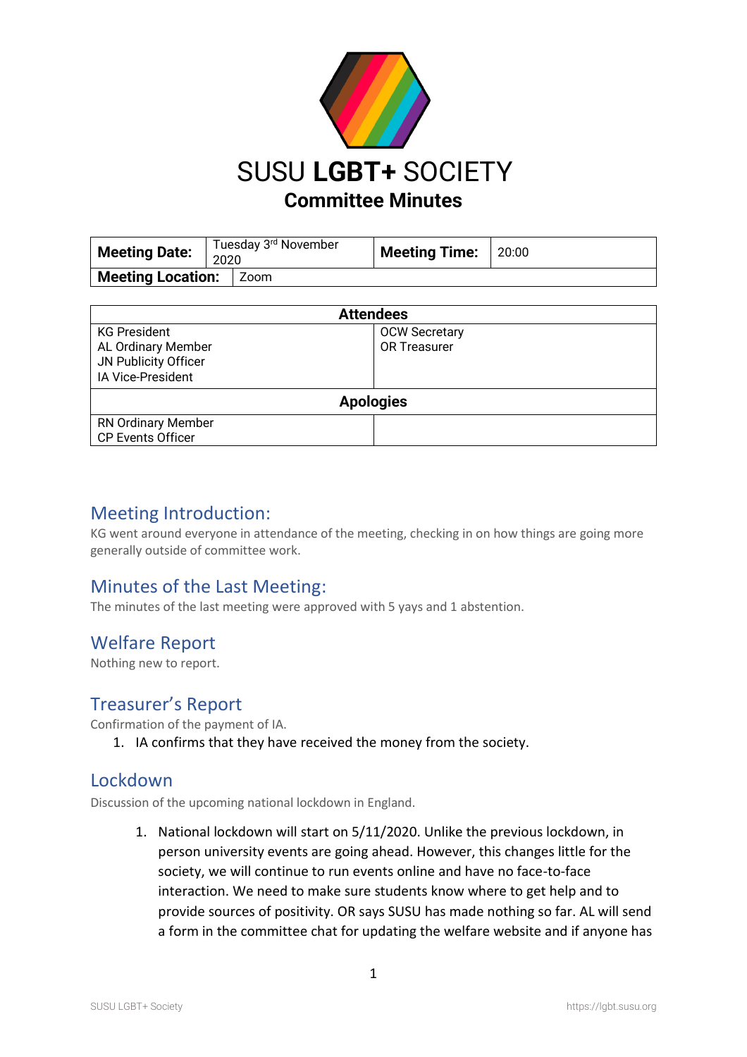# SUSU **LGBT+** SOCIETY

## Committee Minutes

| **Meeting Date:** | Tuesday 3rd November 2020 | **Meeting Time:** | 20:00 |
|---|---|---|---|
| **Meeting Location:** | Zoom | | |

| **Attendees** | |
|---|---|
| KG President<br>AL Ordinary Member<br>JN Publicity Officer<br>IA Vice-President | OCW Secretary<br>OR Treasurer |
| **Apologies** | |
| RN Ordinary Member<br>CP Events Officer | |

## Meeting Introduction:

KG went around everyone in attendance of the meeting, checking in on how things are going more generally outside of committee work.

## Minutes of the Last Meeting:

The minutes of the last meeting were approved with 5 yays and 1 abstention.

## Welfare Report

Nothing new to report.

## Treasurer's Report

Confirmation of the payment of IA.

1. IA confirms that they have received the money from the society.

## Lockdown

Discussion of the upcoming national lockdown in England.

1. National lockdown will start on 5/11/2020. Unlike the previous lockdown, in person university events are going ahead. However, this changes little for the society, we will continue to run events online and have no face-to-face interaction. We need to make sure students know where to get help and to provide sources of positivity. OR says SUSU has made nothing so far. AL will send a form in the committee chat for updating the welfare website and if anyone has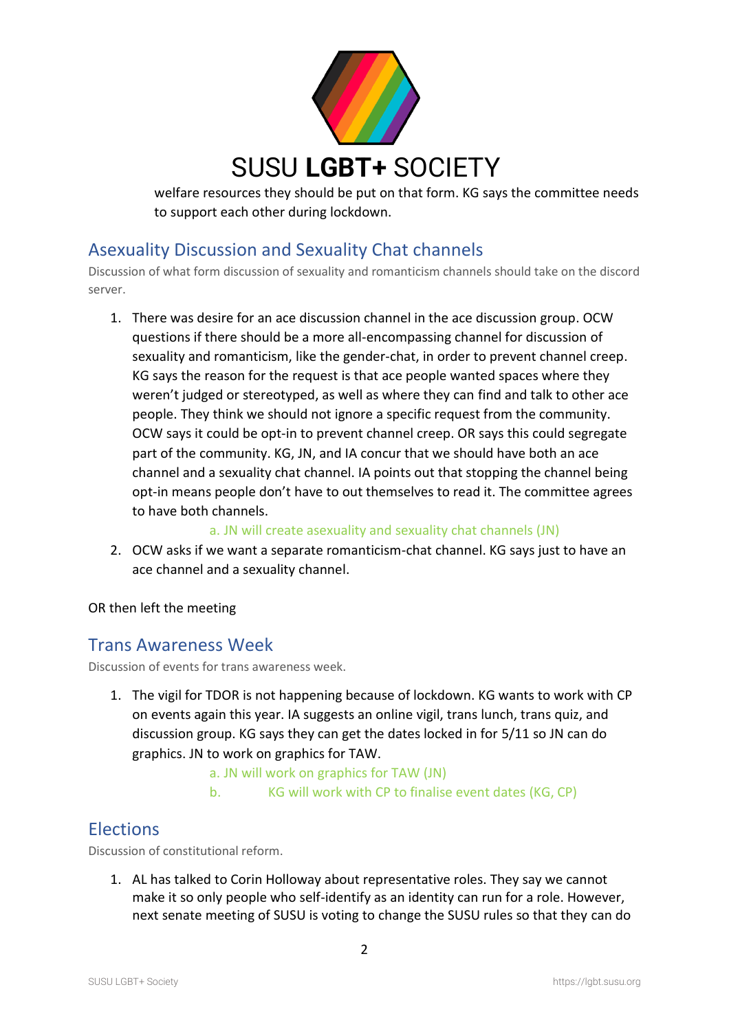welfare resources they should be put on that form. KG says the committee needs to support each other during lockdown.

## Asexuality Discussion and Sexuality Chat channels

Discussion of what form discussion of sexuality and romanticism channels should take on the discord server.

1. There was desire for an ace discussion channel in the ace discussion group. OCW questions if there should be a more all-encompassing channel for discussion of sexuality and romanticism, like the gender-chat, in order to prevent channel creep. KG says the reason for the request is that ace people wanted spaces where they weren't judged or stereotyped, as well as where they can find and talk to other ace people. They think we should not ignore a specific request from the community. OCW says it could be opt-in to prevent channel creep. OR says this could segregate part of the community. KG, JN, and IA concur that we should have both an ace channel and a sexuality chat channel. IA points out that stopping the channel being opt-in means people don't have to out themselves to read it. The committee agrees to have both channels.
   a. JN will create asexuality and sexuality chat channels (JN)
2. OCW asks if we want a separate romanticism-chat channel. KG says just to have an ace channel and a sexuality channel.

OR then left the meeting

## Trans Awareness Week

Discussion of events for trans awareness week.

1. The vigil for TDOR is not happening because of lockdown. KG wants to work with CP on events again this year. IA suggests an online vigil, trans lunch, trans quiz, and discussion group. KG says they can get the dates locked in for 5/11 so JN can do graphics. JN to work on graphics for TAW.
   a. JN will work on graphics for TAW (JN)
   b. KG will work with CP to finalise event dates (KG, CP)

## Elections

Discussion of constitutional reform.

1. AL has talked to Corin Holloway about representative roles. They say we cannot make it so only people who self-identify as an identity can run for a role. However, next senate meeting of SUSU is voting to change the SUSU rules so that they can do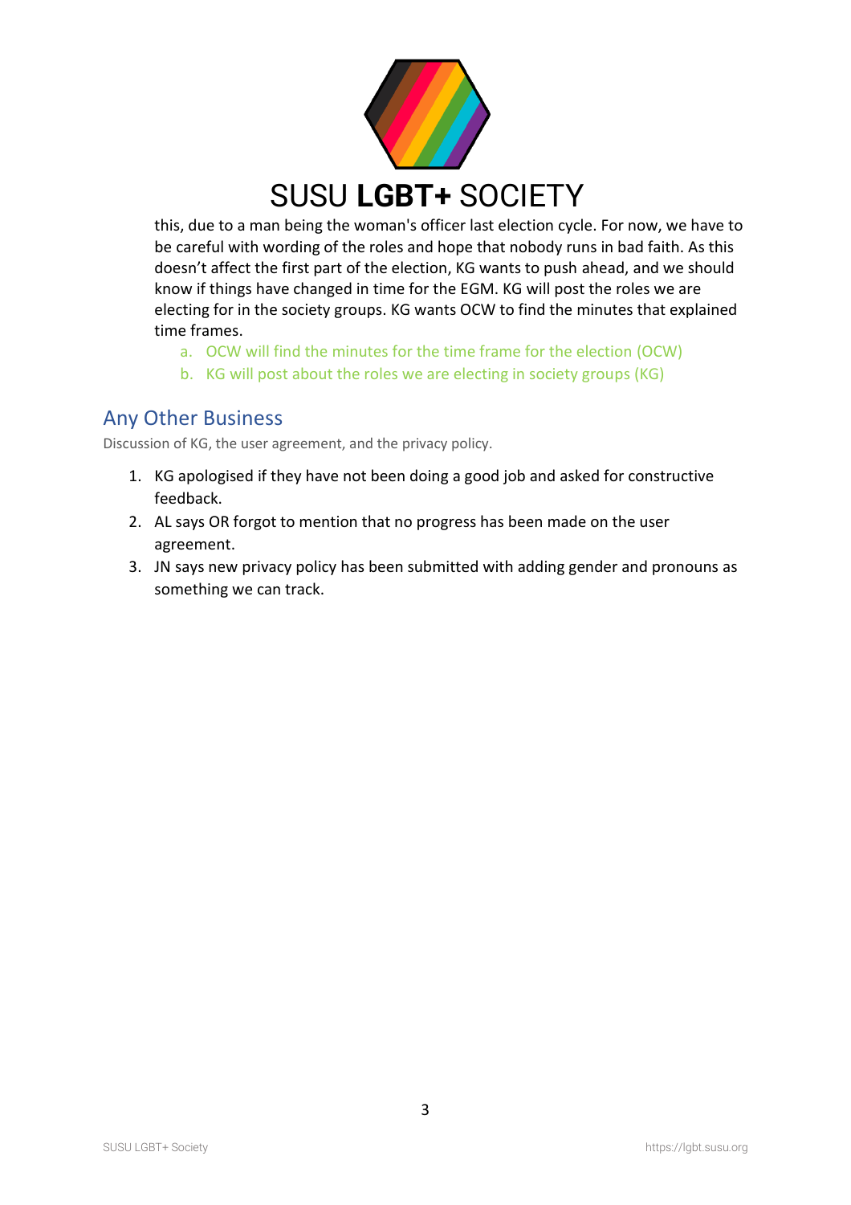this, due to a man being the woman's officer last election cycle. For now, we have to be careful with wording of the roles and hope that nobody runs in bad faith. As this doesn't affect the first part of the election, KG wants to push ahead, and we should know if things have changed in time for the EGM. KG will post the roles we are electing for in the society groups. KG wants OCW to find the minutes that explained time frames.

   a. OCW will find the minutes for the time frame for the election (OCW)
   b. KG will post about the roles we are electing in society groups (KG)

## Any Other Business

Discussion of KG, the user agreement, and the privacy policy.

1. KG apologised if they have not been doing a good job and asked for constructive feedback.
2. AL says OR forgot to mention that no progress has been made on the user agreement.
3. JN says new privacy policy has been submitted with adding gender and pronouns as something we can track.